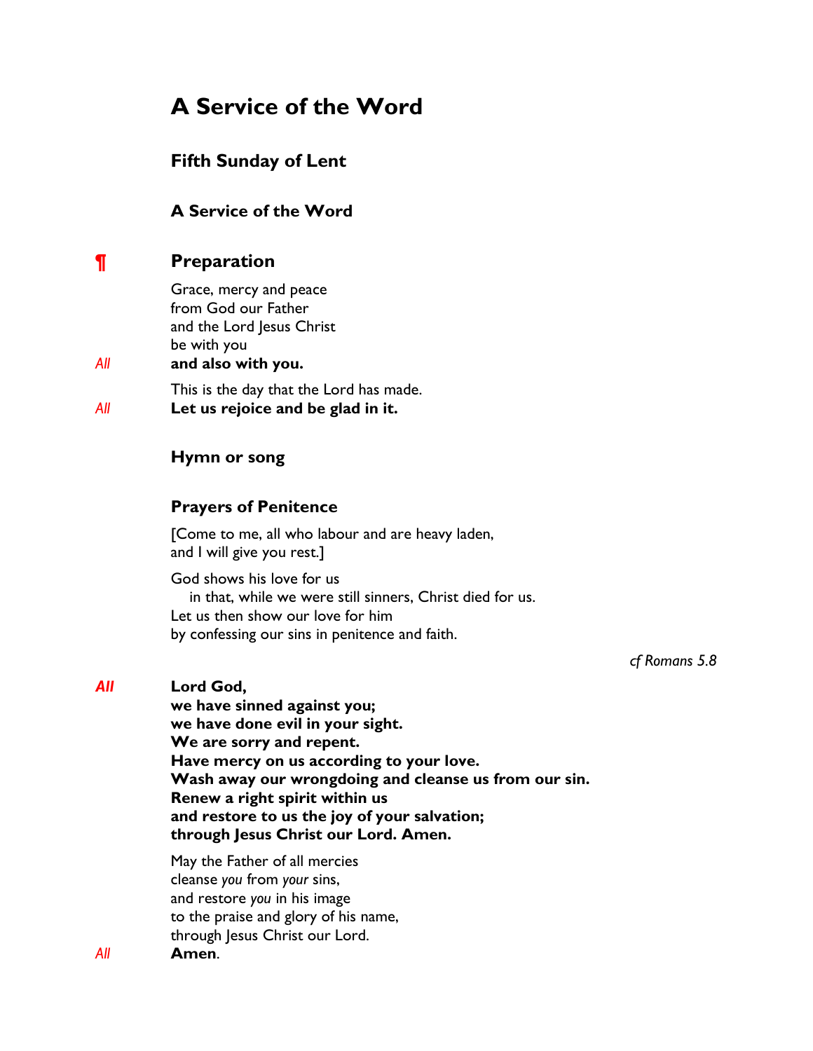# A Service of the Word

## Fifth Sunday of Lent

### A Service of the Word

## ¶ Preparation

Grace, mercy and peace
from God our Father
and the Lord Jesus Christ
be with you

*All* **and also with you.**

This is the day that the Lord has made.

*All* **Let us rejoice and be glad in it.**

### Hymn or song

### Prayers of Penitence

[Come to me, all who labour and are heavy laden,
and I will give you rest.]

God shows his love for us
in that, while we were still sinners, Christ died for us.
Let us then show our love for him
by confessing our sins in penitence and faith.

*cf Romans 5.8*

*All* **Lord God,**
**we have sinned against you;**
**we have done evil in your sight.**
**We are sorry and repent.**
**Have mercy on us according to your love.**
**Wash away our wrongdoing and cleanse us from our sin.**
**Renew a right spirit within us**
**and restore to us the joy of your salvation;**
**through Jesus Christ our Lord. Amen.**

May the Father of all mercies
cleanse *you* from *your* sins,
and restore *you* in his image
to the praise and glory of his name,
through Jesus Christ our Lord.

*All* **Amen**.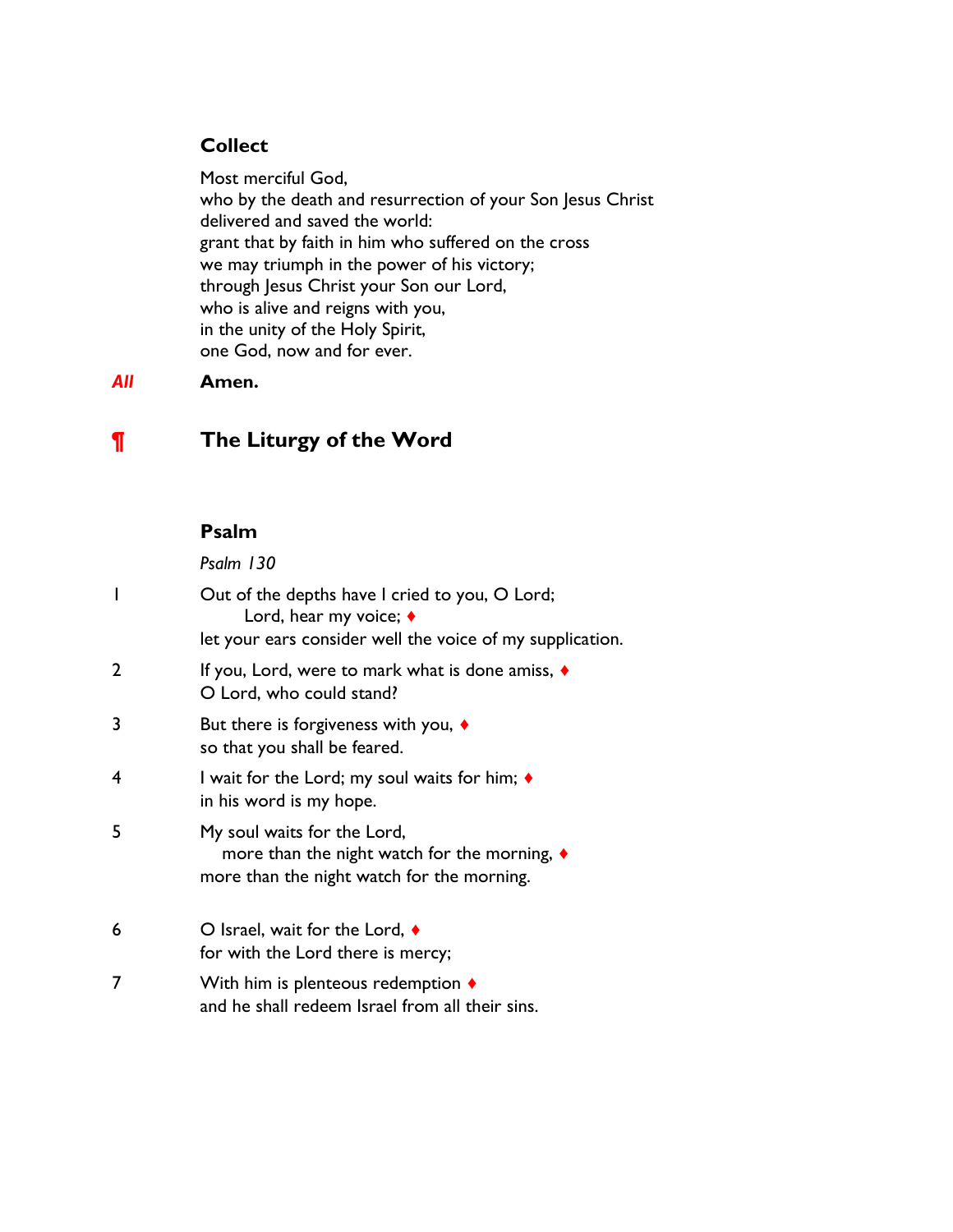### Collect

Most merciful God,
who by the death and resurrection of your Son Jesus Christ
delivered and saved the world:
grant that by faith in him who suffered on the cross
we may triumph in the power of his victory;
through Jesus Christ your Son our Lord,
who is alive and reigns with you,
in the unity of the Holy Spirit,
one God, now and for ever.

*All* **Amen.**

## ¶ The Liturgy of the Word

### Psalm

*Psalm 130*

1 Out of the depths have I cried to you, O Lord;
Lord, hear my voice; ♦
let your ears consider well the voice of my supplication.

2 If you, Lord, were to mark what is done amiss, ♦
O Lord, who could stand?

3 But there is forgiveness with you, ♦
so that you shall be feared.

4 I wait for the Lord; my soul waits for him; ♦
in his word is my hope.

5 My soul waits for the Lord,
more than the night watch for the morning, ♦
more than the night watch for the morning.

6 O Israel, wait for the Lord, ♦
for with the Lord there is mercy;

7 With him is plenteous redemption ♦
and he shall redeem Israel from all their sins.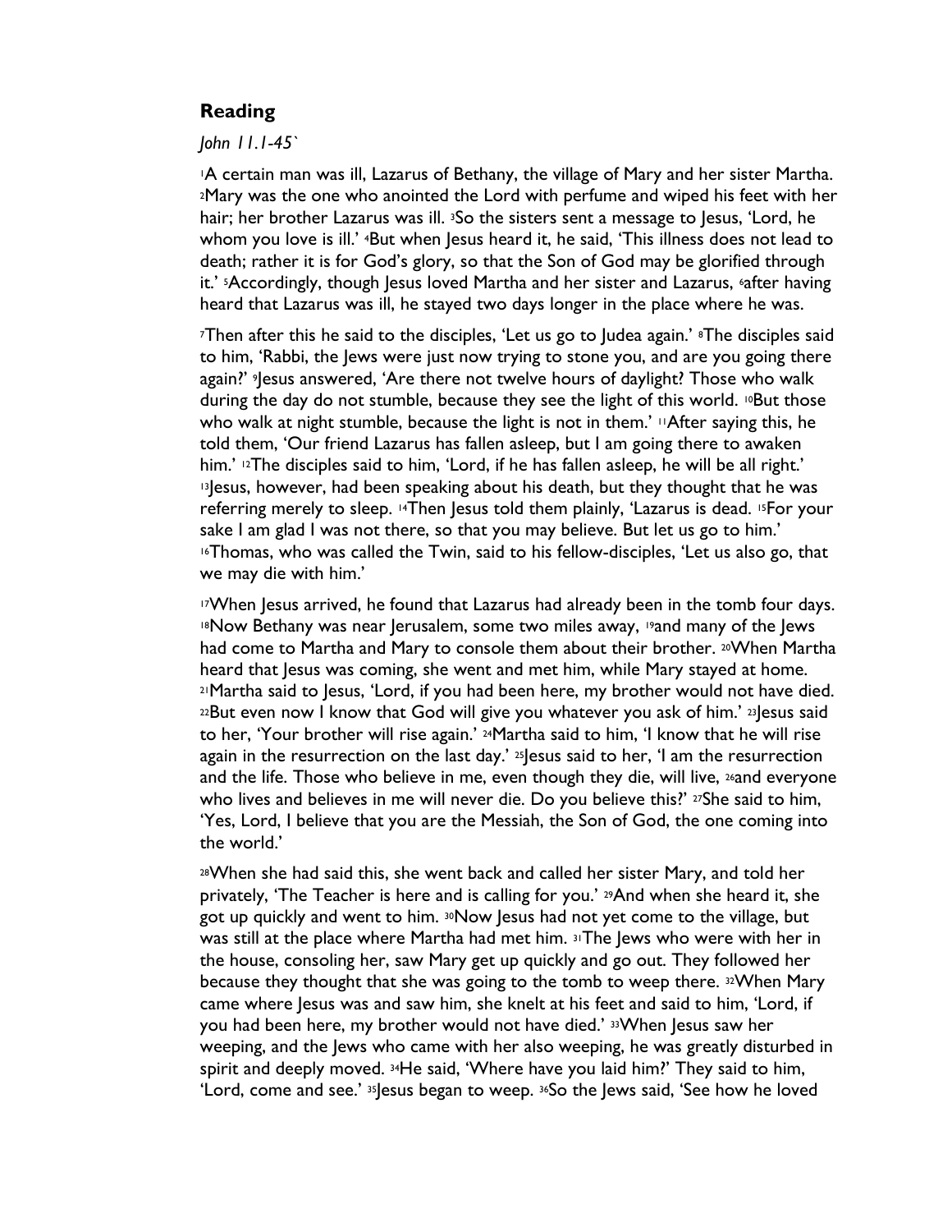## Reading

*John 11.1-45`*

[1]A certain man was ill, Lazarus of Bethany, the village of Mary and her sister Martha. [2]Mary was the one who anointed the Lord with perfume and wiped his feet with her hair; her brother Lazarus was ill. [3]So the sisters sent a message to Jesus, 'Lord, he whom you love is ill.' [4]But when Jesus heard it, he said, 'This illness does not lead to death; rather it is for God's glory, so that the Son of God may be glorified through it.' [5]Accordingly, though Jesus loved Martha and her sister and Lazarus, [6]after having heard that Lazarus was ill, he stayed two days longer in the place where he was.

[7]Then after this he said to the disciples, 'Let us go to Judea again.' [8]The disciples said to him, 'Rabbi, the Jews were just now trying to stone you, and are you going there again?' [9]Jesus answered, 'Are there not twelve hours of daylight? Those who walk during the day do not stumble, because they see the light of this world. [10]But those who walk at night stumble, because the light is not in them.' [11]After saying this, he told them, 'Our friend Lazarus has fallen asleep, but I am going there to awaken him.' [12]The disciples said to him, 'Lord, if he has fallen asleep, he will be all right.' [13]Jesus, however, had been speaking about his death, but they thought that he was referring merely to sleep. [14]Then Jesus told them plainly, 'Lazarus is dead. [15]For your sake I am glad I was not there, so that you may believe. But let us go to him.' [16]Thomas, who was called the Twin, said to his fellow-disciples, 'Let us also go, that we may die with him.'

[17]When Jesus arrived, he found that Lazarus had already been in the tomb four days. [18]Now Bethany was near Jerusalem, some two miles away, [19]and many of the Jews had come to Martha and Mary to console them about their brother. [20]When Martha heard that Jesus was coming, she went and met him, while Mary stayed at home. [21]Martha said to Jesus, 'Lord, if you had been here, my brother would not have died. [22]But even now I know that God will give you whatever you ask of him.' [23]Jesus said to her, 'Your brother will rise again.' [24]Martha said to him, 'I know that he will rise again in the resurrection on the last day.' [25]Jesus said to her, 'I am the resurrection and the life. Those who believe in me, even though they die, will live, [26]and everyone who lives and believes in me will never die. Do you believe this?' [27]She said to him, 'Yes, Lord, I believe that you are the Messiah, the Son of God, the one coming into the world.'

[28]When she had said this, she went back and called her sister Mary, and told her privately, 'The Teacher is here and is calling for you.' [29]And when she heard it, she got up quickly and went to him. [30]Now Jesus had not yet come to the village, but was still at the place where Martha had met him. [31]The Jews who were with her in the house, consoling her, saw Mary get up quickly and go out. They followed her because they thought that she was going to the tomb to weep there. [32]When Mary came where Jesus was and saw him, she knelt at his feet and said to him, 'Lord, if you had been here, my brother would not have died.' [33]When Jesus saw her weeping, and the Jews who came with her also weeping, he was greatly disturbed in spirit and deeply moved. [34]He said, 'Where have you laid him?' They said to him, 'Lord, come and see.' [35]Jesus began to weep. [36]So the Jews said, 'See how he loved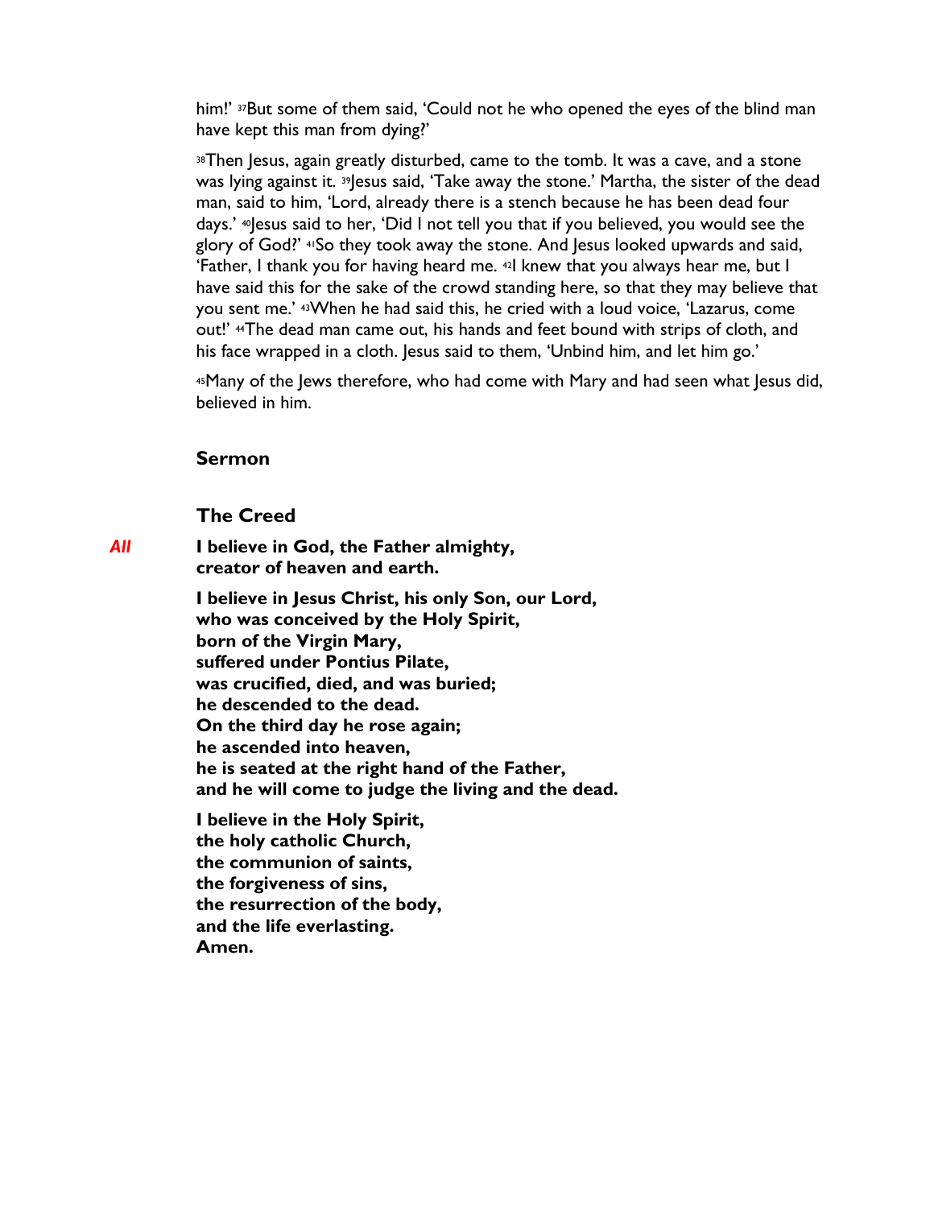him!' [37]But some of them said, 'Could not he who opened the eyes of the blind man have kept this man from dying?'

[38]Then Jesus, again greatly disturbed, came to the tomb. It was a cave, and a stone was lying against it. [39]Jesus said, 'Take away the stone.' Martha, the sister of the dead man, said to him, 'Lord, already there is a stench because he has been dead four days.' [40]Jesus said to her, 'Did I not tell you that if you believed, you would see the glory of God?' [41]So they took away the stone. And Jesus looked upwards and said, 'Father, I thank you for having heard me. [42]I knew that you always hear me, but I have said this for the sake of the crowd standing here, so that they may believe that you sent me.' [43]When he had said this, he cried with a loud voice, 'Lazarus, come out!' [44]The dead man came out, his hands and feet bound with strips of cloth, and his face wrapped in a cloth. Jesus said to them, 'Unbind him, and let him go.'

[45]Many of the Jews therefore, who had come with Mary and had seen what Jesus did, believed in him.

### Sermon

### The Creed

*All* **I believe in God, the Father almighty,**
**creator of heaven and earth.**

**I believe in Jesus Christ, his only Son, our Lord,**
**who was conceived by the Holy Spirit,**
**born of the Virgin Mary,**
**suffered under Pontius Pilate,**
**was crucified, died, and was buried;**
**he descended to the dead.**
**On the third day he rose again;**
**he ascended into heaven,**
**he is seated at the right hand of the Father,**
**and he will come to judge the living and the dead.**

**I believe in the Holy Spirit,**
**the holy catholic Church,**
**the communion of saints,**
**the forgiveness of sins,**
**the resurrection of the body,**
**and the life everlasting.**
**Amen.**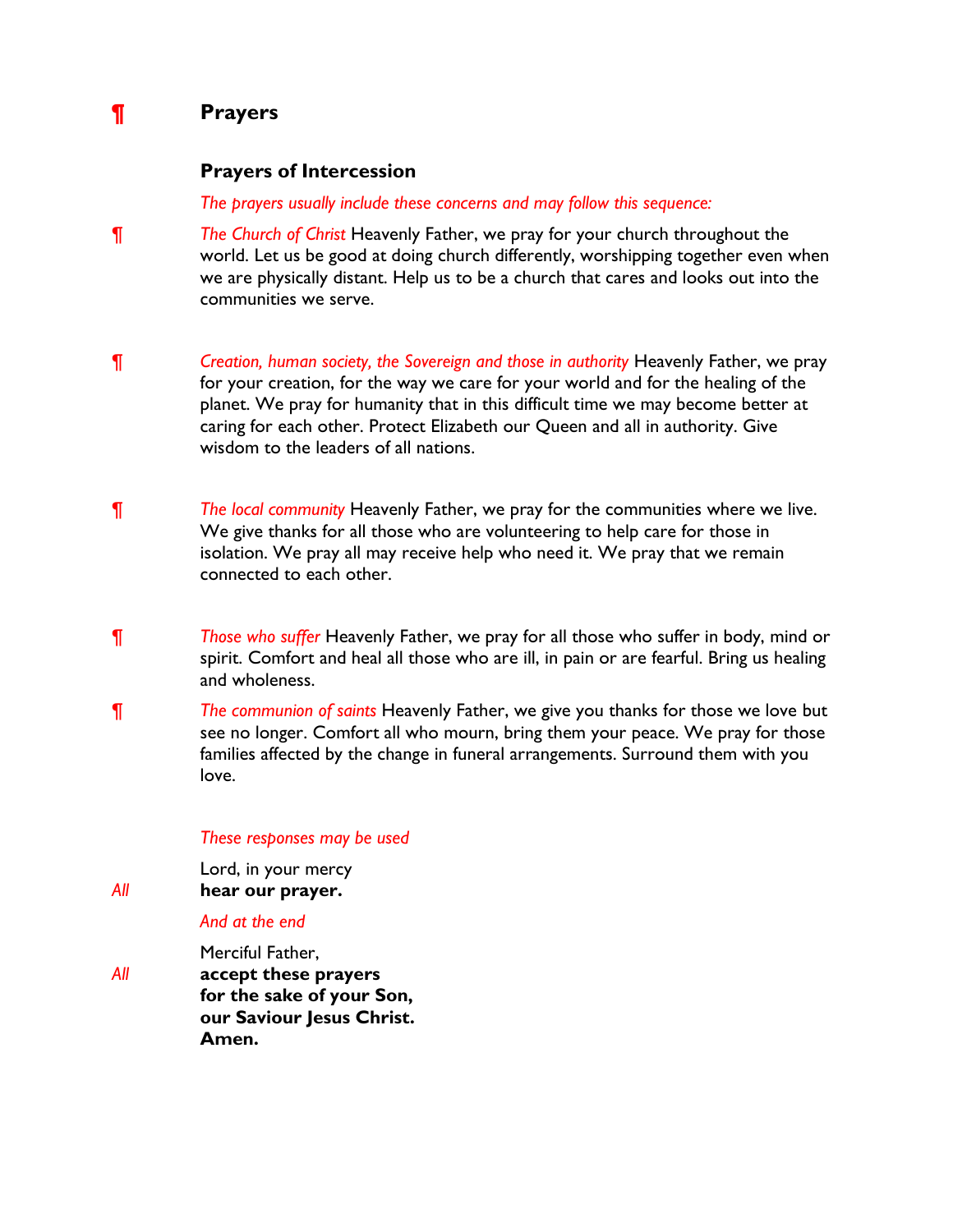¶ **Prayers**

**Prayers of Intercession**

*The prayers usually include these concerns and may follow this sequence:*

¶ *The Church of Christ* Heavenly Father, we pray for your church throughout the world. Let us be good at doing church differently, worshipping together even when we are physically distant. Help us to be a church that cares and looks out into the communities we serve.

¶ *Creation, human society, the Sovereign and those in authority* Heavenly Father, we pray for your creation, for the way we care for your world and for the healing of the planet. We pray for humanity that in this difficult time we may become better at caring for each other. Protect Elizabeth our Queen and all in authority. Give wisdom to the leaders of all nations.

¶ *The local community* Heavenly Father, we pray for the communities where we live. We give thanks for all those who are volunteering to help care for those in isolation. We pray all may receive help who need it. We pray that we remain connected to each other.

¶ *Those who suffer* Heavenly Father, we pray for all those who suffer in body, mind or spirit. Comfort and heal all those who are ill, in pain or are fearful. Bring us healing and wholeness.

¶ *The communion of saints* Heavenly Father, we give you thanks for those we love but see no longer. Comfort all who mourn, bring them your peace. We pray for those families affected by the change in funeral arrangements. Surround them with you love.

*These responses may be used*

Lord, in your mercy
*All* **hear our prayer.**

*And at the end*

Merciful Father,
*All* **accept these prayers**
**for the sake of your Son,**
**our Saviour Jesus Christ.**
**Amen.**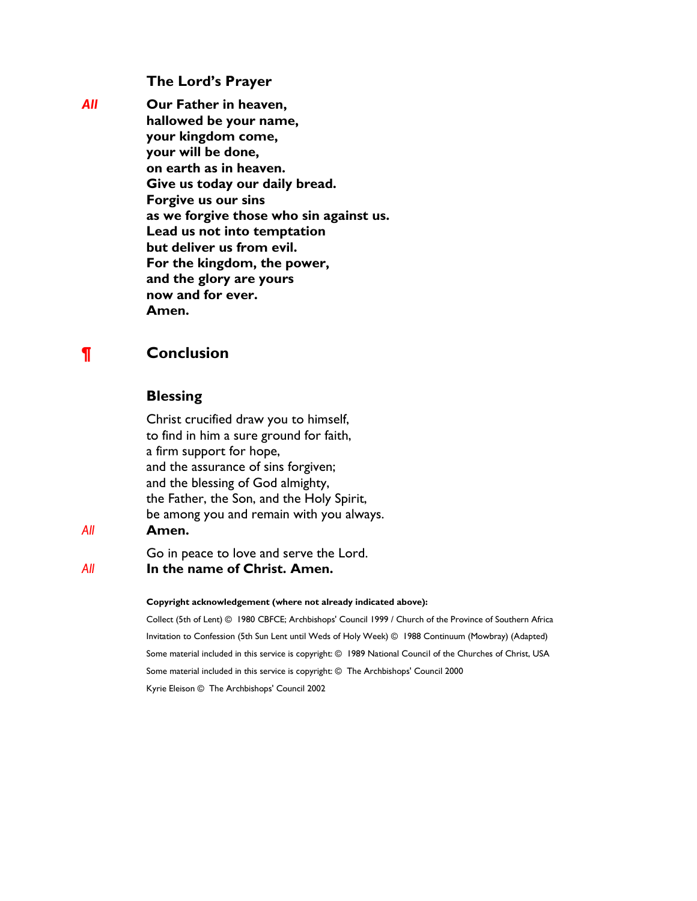### The Lord's Prayer

*All* **Our Father in heaven,
hallowed be your name,
your kingdom come,
your will be done,
on earth as in heaven.
Give us today our daily bread.
Forgive us our sins
as we forgive those who sin against us.
Lead us not into temptation
but deliver us from evil.
For the kingdom, the power,
and the glory are yours
now and for ever.
Amen.**

## ¶ Conclusion

### Blessing

Christ crucified draw you to himself,
to find in him a sure ground for faith,
a firm support for hope,
and the assurance of sins forgiven;
and the blessing of God almighty,
the Father, the Son, and the Holy Spirit,
be among you and remain with you always.

*All* **Amen.**

Go in peace to love and serve the Lord.

*All* **In the name of Christ. Amen.**

**Copyright acknowledgement (where not already indicated above):**

Collect (5th of Lent) © 1980 CBFCE; Archbishops' Council 1999 / Church of the Province of Southern Africa

Invitation to Confession (5th Sun Lent until Weds of Holy Week) © 1988 Continuum (Mowbray) (Adapted)

Some material included in this service is copyright: © 1989 National Council of the Churches of Christ, USA

Some material included in this service is copyright: © The Archbishops' Council 2000

Kyrie Eleison © The Archbishops' Council 2002